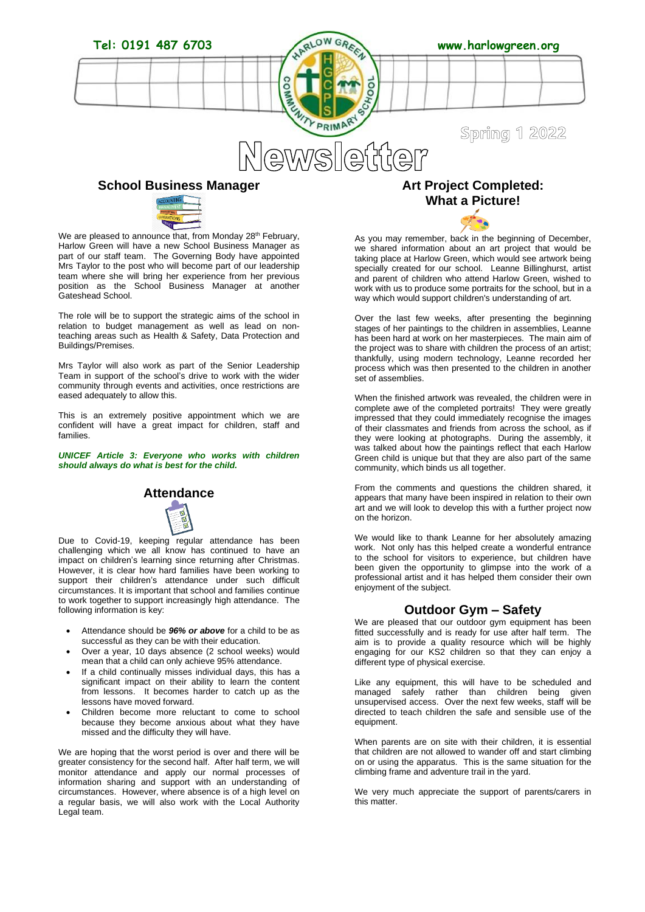Tel: 0191 487 6703

www.harlowgreen.org

Spring 1 2022

# Newsletter

## School Business Manager

We are pleased to announce that, from Monday 28th February, Harlow Green will have a new School Business Manager as part of our staff team. The Governing Body have appointed Mrs Taylor to the post who will become part of our leadership team where she will bring her experience from her previous position as the School Business Manager at another Gateshead School.

The role will be to support the strategic aims of the school in relation to budget management as well as lead on non-teaching areas such as Health & Safety, Data Protection and Buildings/Premises.

Mrs Taylor will also work as part of the Senior Leadership Team in support of the school's drive to work with the wider community through events and activities, once restrictions are eased adequately to allow this.

This is an extremely positive appointment which we are confident will have a great impact for children, staff and families.

***UNICEF Article 3: Everyone who works with children should always do what is best for the child.***

## Attendance

Due to Covid-19, keeping regular attendance has been challenging which we all know has continued to have an impact on children's learning since returning after Christmas. However, it is clear how hard families have been working to support their children's attendance under such difficult circumstances. It is important that school and families continue to work together to support increasingly high attendance. The following information is key:

- Attendance should be ***96% or above*** for a child to be as successful as they can be with their education.
- Over a year, 10 days absence (2 school weeks) would mean that a child can only achieve 95% attendance.
- If a child continually misses individual days, this has a significant impact on their ability to learn the content from lessons. It becomes harder to catch up as the lessons have moved forward.
- Children become more reluctant to come to school because they become anxious about what they have missed and the difficulty they will have.

We are hoping that the worst period is over and there will be greater consistency for the second half. After half term, we will monitor attendance and apply our normal processes of information sharing and support with an understanding of circumstances. However, where absence is of a high level on a regular basis, we will also work with the Local Authority Legal team.

## Art Project Completed: What a Picture!

As you may remember, back in the beginning of December, we shared information about an art project that would be taking place at Harlow Green, which would see artwork being specially created for our school. Leanne Billinghurst, artist and parent of children who attend Harlow Green, wished to work with us to produce some portraits for the school, but in a way which would support children's understanding of art.

Over the last few weeks, after presenting the beginning stages of her paintings to the children in assemblies, Leanne has been hard at work on her masterpieces. The main aim of the project was to share with children the process of an artist; thankfully, using modern technology, Leanne recorded her process which was then presented to the children in another set of assemblies.

When the finished artwork was revealed, the children were in complete awe of the completed portraits! They were greatly impressed that they could immediately recognise the images of their classmates and friends from across the school, as if they were looking at photographs. During the assembly, it was talked about how the paintings reflect that each Harlow Green child is unique but that they are also part of the same community, which binds us all together.

From the comments and questions the children shared, it appears that many have been inspired in relation to their own art and we will look to develop this with a further project now on the horizon.

We would like to thank Leanne for her absolutely amazing work. Not only has this helped create a wonderful entrance to the school for visitors to experience, but children have been given the opportunity to glimpse into the work of a professional artist and it has helped them consider their own enjoyment of the subject.

## Outdoor Gym – Safety

We are pleased that our outdoor gym equipment has been fitted successfully and is ready for use after half term. The aim is to provide a quality resource which will be highly engaging for our KS2 children so that they can enjoy a different type of physical exercise.

Like any equipment, this will have to be scheduled and managed safely rather than children being given unsupervised access. Over the next few weeks, staff will be directed to teach children the safe and sensible use of the equipment.

When parents are on site with their children, it is essential that children are not allowed to wander off and start climbing on or using the apparatus. This is the same situation for the climbing frame and adventure trail in the yard.

We very much appreciate the support of parents/carers in this matter.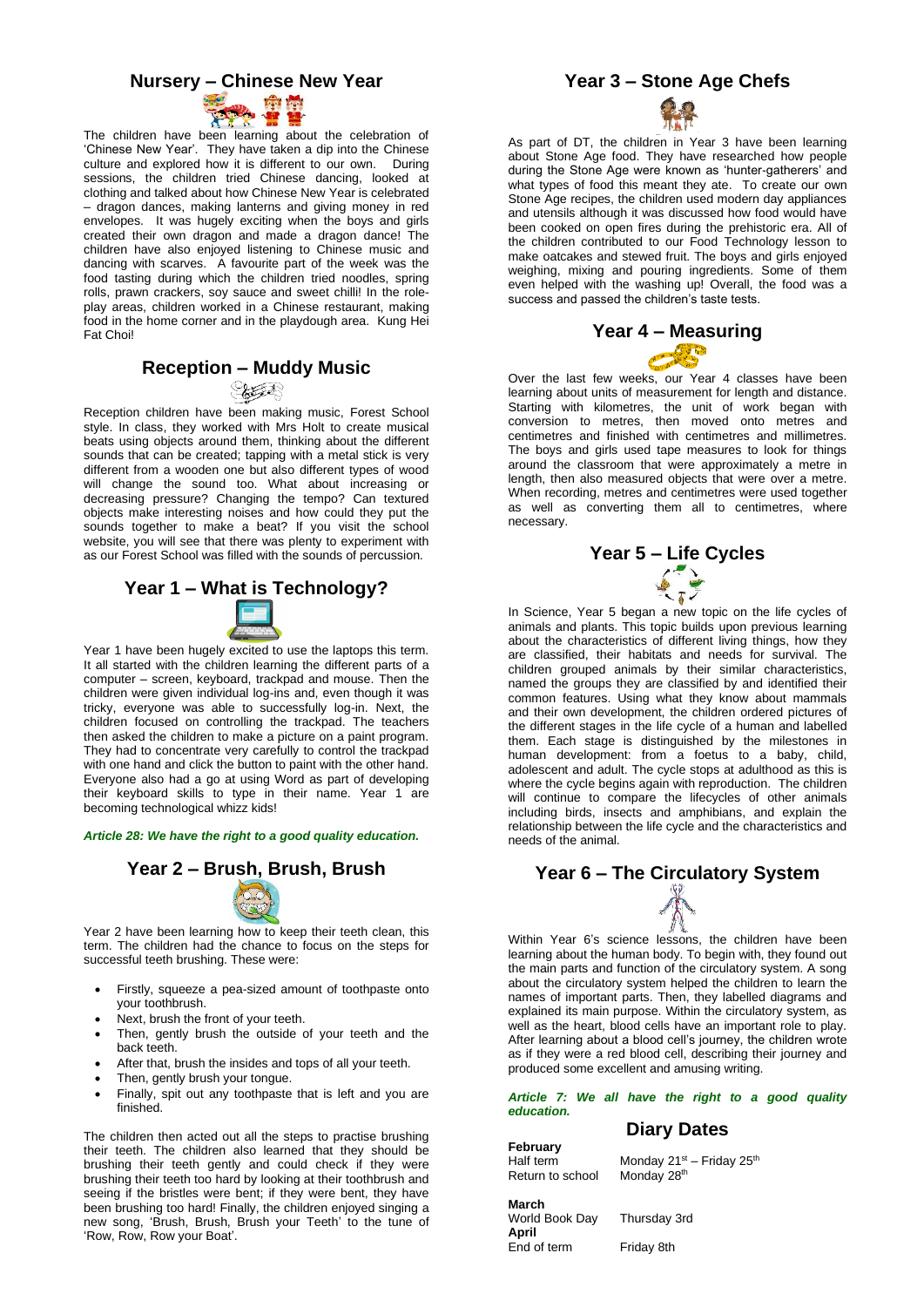## Nursery – Chinese New Year

The children have been learning about the celebration of 'Chinese New Year'. They have taken a dip into the Chinese culture and explored how it is different to our own. During sessions, the children tried Chinese dancing, looked at clothing and talked about how Chinese New Year is celebrated – dragon dances, making lanterns and giving money in red envelopes. It was hugely exciting when the boys and girls created their own dragon and made a dragon dance! The children have also enjoyed listening to Chinese music and dancing with scarves. A favourite part of the week was the food tasting during which the children tried noodles, spring rolls, prawn crackers, soy sauce and sweet chilli! In the role-play areas, children worked in a Chinese restaurant, making food in the home corner and in the playdough area. Kung Hei Fat Choi!

## Reception – Muddy Music

Reception children have been making music, Forest School style. In class, they worked with Mrs Holt to create musical beats using objects around them, thinking about the different sounds that can be created; tapping with a metal stick is very different from a wooden one but also different types of wood will change the sound too. What about increasing or decreasing pressure? Changing the tempo? Can textured objects make interesting noises and how could they put the sounds together to make a beat? If you visit the school website, you will see that there was plenty to experiment with as our Forest School was filled with the sounds of percussion.

## Year 1 – What is Technology?

Year 1 have been hugely excited to use the laptops this term. It all started with the children learning the different parts of a computer – screen, keyboard, trackpad and mouse. Then the children were given individual log-ins and, even though it was tricky, everyone was able to successfully log-in. Next, the children focused on controlling the trackpad. The teachers then asked the children to make a picture on a paint program. They had to concentrate very carefully to control the trackpad with one hand and click the button to paint with the other hand. Everyone also had a go at using Word as part of developing their keyboard skills to type in their name. Year 1 are becoming technological whizz kids!

***Article 28: We have the right to a good quality education.***

## Year 2 – Brush, Brush, Brush

Year 2 have been learning how to keep their teeth clean, this term. The children had the chance to focus on the steps for successful teeth brushing. These were:

- Firstly, squeeze a pea-sized amount of toothpaste onto your toothbrush.
- Next, brush the front of your teeth.
- Then, gently brush the outside of your teeth and the back teeth.
- After that, brush the insides and tops of all your teeth.
- Then, gently brush your tongue.
- Finally, spit out any toothpaste that is left and you are finished.

The children then acted out all the steps to practise brushing their teeth. The children also learned that they should be brushing their teeth gently and could check if they were brushing their teeth too hard by looking at their toothbrush and seeing if the bristles were bent; if they were bent, they have been brushing too hard! Finally, the children enjoyed singing a new song, 'Brush, Brush, Brush your Teeth' to the tune of 'Row, Row, Row your Boat'.

## Year 3 – Stone Age Chefs

As part of DT, the children in Year 3 have been learning about Stone Age food. They have researched how people during the Stone Age were known as 'hunter-gatherers' and what types of food this meant they ate. To create our own Stone Age recipes, the children used modern day appliances and utensils although it was discussed how food would have been cooked on open fires during the prehistoric era. All of the children contributed to our Food Technology lesson to make oatcakes and stewed fruit. The boys and girls enjoyed weighing, mixing and pouring ingredients. Some of them even helped with the washing up! Overall, the food was a success and passed the children's taste tests.

## Year 4 – Measuring

Over the last few weeks, our Year 4 classes have been learning about units of measurement for length and distance. Starting with kilometres, the unit of work began with conversion to metres, then moved onto metres and centimetres and finished with centimetres and millimetres. The boys and girls used tape measures to look for things around the classroom that were approximately a metre in length, then also measured objects that were over a metre. When recording, metres and centimetres were used together as well as converting them all to centimetres, where necessary.

## Year 5 – Life Cycles

In Science, Year 5 began a new topic on the life cycles of animals and plants. This topic builds upon previous learning about the characteristics of different living things, how they are classified, their habitats and needs for survival. The children grouped animals by their similar characteristics, named the groups they are classified by and identified their common features. Using what they know about mammals and their own development, the children ordered pictures of the different stages in the life cycle of a human and labelled them. Each stage is distinguished by the milestones in human development: from a foetus to a baby, child, adolescent and adult. The cycle stops at adulthood as this is where the cycle begins again with reproduction. The children will continue to compare the lifecycles of other animals including birds, insects and amphibians, and explain the relationship between the life cycle and the characteristics and needs of the animal.

## Year 6 – The Circulatory System

Within Year 6's science lessons, the children have been learning about the human body. To begin with, they found out the main parts and function of the circulatory system. A song about the circulatory system helped the children to learn the names of important parts. Then, they labelled diagrams and explained its main purpose. Within the circulatory system, as well as the heart, blood cells have an important role to play. After learning about a blood cell's journey, the children wrote as if they were a red blood cell, describing their journey and produced some excellent and amusing writing.

***Article 7: We all have the right to a good quality education.***

## Diary Dates

**February**

| | |
|---|---|
| Half term | Monday 21st – Friday 25th |
| Return to school | Monday 28th |

**March**

| | |
|---|---|
| World Book Day | Thursday 3rd |

**April**

| | |
|---|---|
| End of term | Friday 8th |